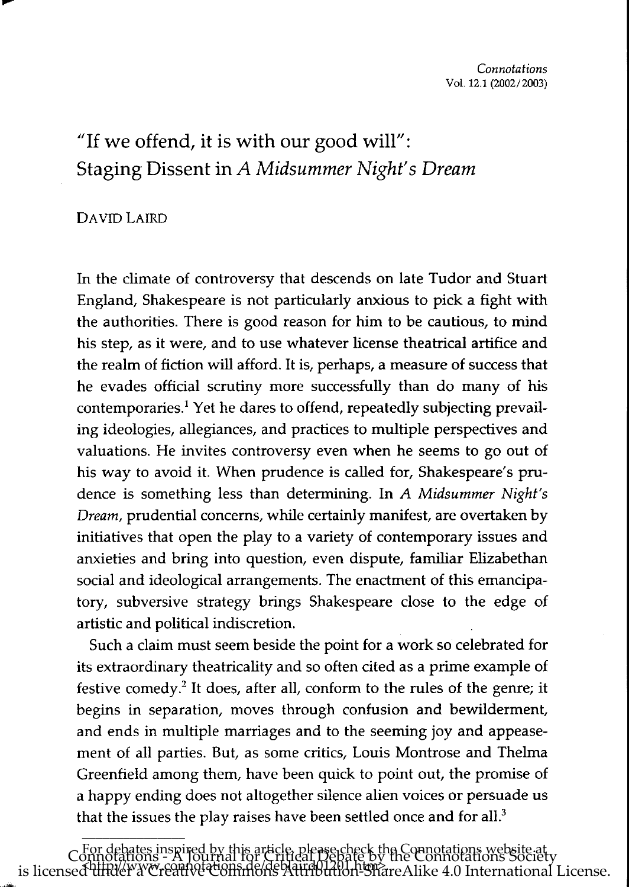# "If we offend, it is with our good will": Staging Dissent in *A Midsummer Night's Dream*

DAVID LAIRD

In the climate of controversy that descends on late Tudor and Stuart England, Shakespeare is not particularly anxious to pick a fight with the authorities. There is good reason for him to be cautious, to mind his step, as it were, and to use whatever license theatrical artifice and the realm of fiction will afford. It is, perhaps, a measure of success that he evades official scrutiny more successfully than do many of his contemporaries.[1] Yet he dares to offend, repeatedly subjecting prevailing ideologies, allegiances, and practices to multiple perspectives and valuations. He invites controversy even when he seems to go out of his way to avoid it. When prudence is called for, Shakespeare's prudence is something less than determining. In *A Midsummer Night's Dream*, prudential concerns, while certainly manifest, are overtaken by initiatives that open the play to a variety of contemporary issues and anxieties and bring into question, even dispute, familiar Elizabethan social and ideological arrangements. The enactment of this emancipatory, subversive strategy brings Shakespeare close to the edge of artistic and political indiscretion.

Such a claim must seem beside the point for a work so celebrated for its extraordinary theatricality and so often cited as a prime example of festive comedy.[2] It does, after all, conform to the rules of the genre; it begins in separation, moves through confusion and bewilderment, and ends in multiple marriages and to the seeming joy and appeasement of all parties. But, as some critics, Louis Montrose and Thelma Greenfield among them, have been quick to point out, the promise of a happy ending does not altogether silence alien voices or persuade us that the issues the play raises have been settled once and for all.[3]

For debates inspired by this article, please check the Connotations website at <http://www.connotations.de/deblaird01201.htm>.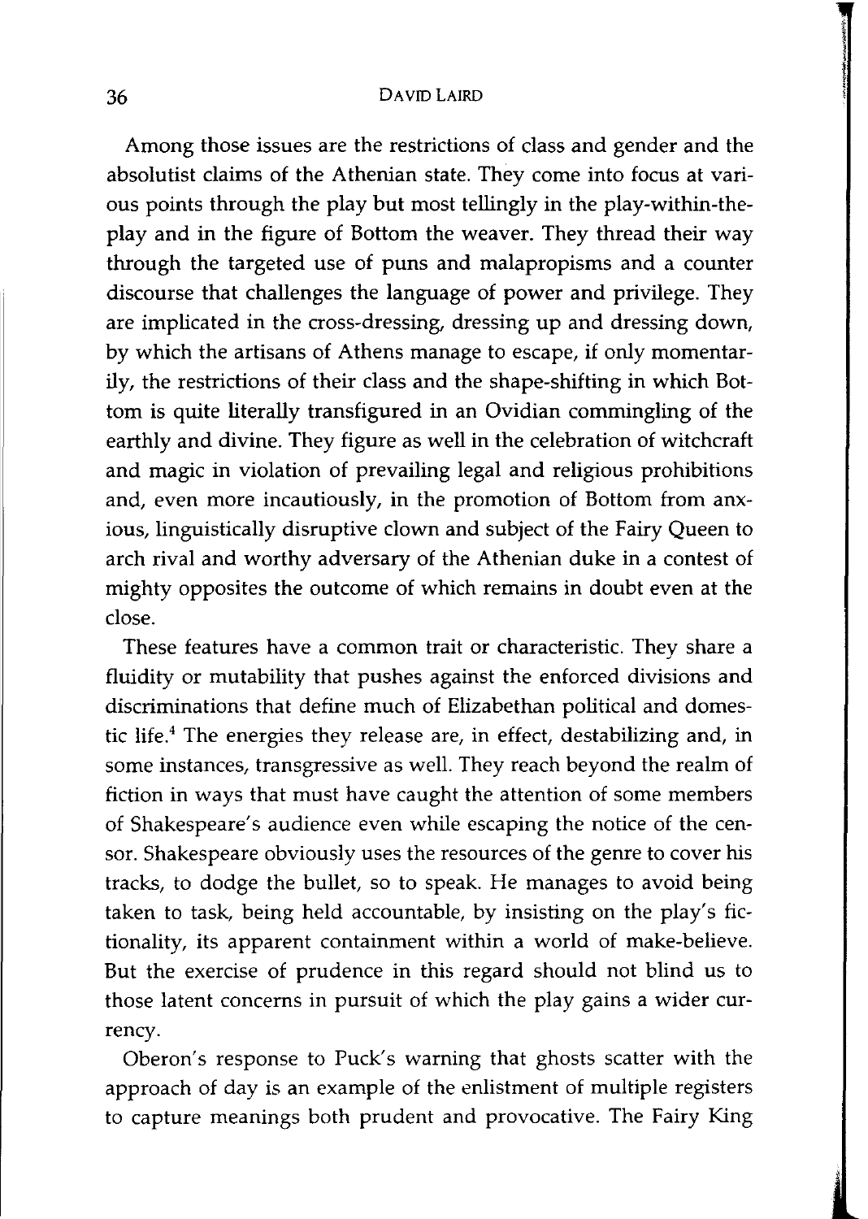Among those issues are the restrictions of class and gender and the absolutist claims of the Athenian state. They come into focus at various points through the play but most tellingly in the play-within-the-play and in the figure of Bottom the weaver. They thread their way through the targeted use of puns and malapropisms and a counter discourse that challenges the language of power and privilege. They are implicated in the cross-dressing, dressing up and dressing down, by which the artisans of Athens manage to escape, if only momentarily, the restrictions of their class and the shape-shifting in which Bottom is quite literally transfigured in an Ovidian commingling of the earthly and divine. They figure as well in the celebration of witchcraft and magic in violation of prevailing legal and religious prohibitions and, even more incautiously, in the promotion of Bottom from anxious, linguistically disruptive clown and subject of the Fairy Queen to arch rival and worthy adversary of the Athenian duke in a contest of mighty opposites the outcome of which remains in doubt even at the close.

These features have a common trait or characteristic. They share a fluidity or mutability that pushes against the enforced divisions and discriminations that define much of Elizabethan political and domestic life.[4] The energies they release are, in effect, destabilizing and, in some instances, transgressive as well. They reach beyond the realm of fiction in ways that must have caught the attention of some members of Shakespeare's audience even while escaping the notice of the censor. Shakespeare obviously uses the resources of the genre to cover his tracks, to dodge the bullet, so to speak. He manages to avoid being taken to task, being held accountable, by insisting on the play's fictionality, its apparent containment within a world of make-believe. But the exercise of prudence in this regard should not blind us to those latent concerns in pursuit of which the play gains a wider currency.

Oberon's response to Puck's warning that ghosts scatter with the approach of day is an example of the enlistment of multiple registers to capture meanings both prudent and provocative. The Fairy King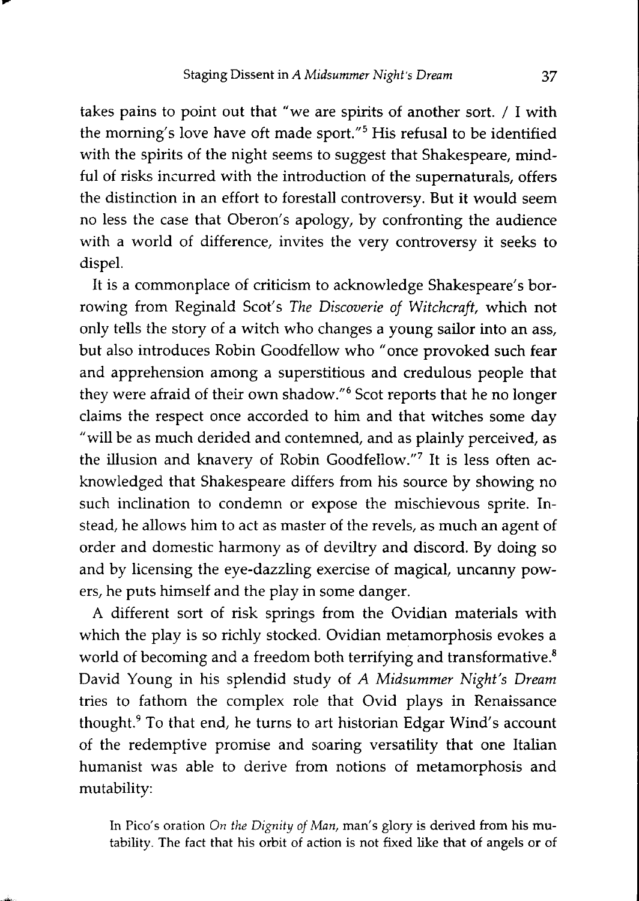takes pains to point out that "we are spirits of another sort. / I with the morning's love have oft made sport."[5] His refusal to be identified with the spirits of the night seems to suggest that Shakespeare, mindful of risks incurred with the introduction of the supernaturals, offers the distinction in an effort to forestall controversy. But it would seem no less the case that Oberon's apology, by confronting the audience with a world of difference, invites the very controversy it seeks to dispel.

It is a commonplace of criticism to acknowledge Shakespeare's borrowing from Reginald Scot's *The Discoverie of Witchcraft*, which not only tells the story of a witch who changes a young sailor into an ass, but also introduces Robin Goodfellow who "once provoked such fear and apprehension among a superstitious and credulous people that they were afraid of their own shadow."[6] Scot reports that he no longer claims the respect once accorded to him and that witches some day "will be as much derided and contemned, and as plainly perceived, as the illusion and knavery of Robin Goodfellow."[7] It is less often acknowledged that Shakespeare differs from his source by showing no such inclination to condemn or expose the mischievous sprite. Instead, he allows him to act as master of the revels, as much an agent of order and domestic harmony as of deviltry and discord. By doing so and by licensing the eye-dazzling exercise of magical, uncanny powers, he puts himself and the play in some danger.

A different sort of risk springs from the Ovidian materials with which the play is so richly stocked. Ovidian metamorphosis evokes a world of becoming and a freedom both terrifying and transformative.[8] David Young in his splendid study of *A Midsummer Night's Dream* tries to fathom the complex role that Ovid plays in Renaissance thought.[9] To that end, he turns to art historian Edgar Wind's account of the redemptive promise and soaring versatility that one Italian humanist was able to derive from notions of metamorphosis and mutability:

> In Pico's oration *On the Dignity of Man*, man's glory is derived from his mutability. The fact that his orbit of action is not fixed like that of angels or of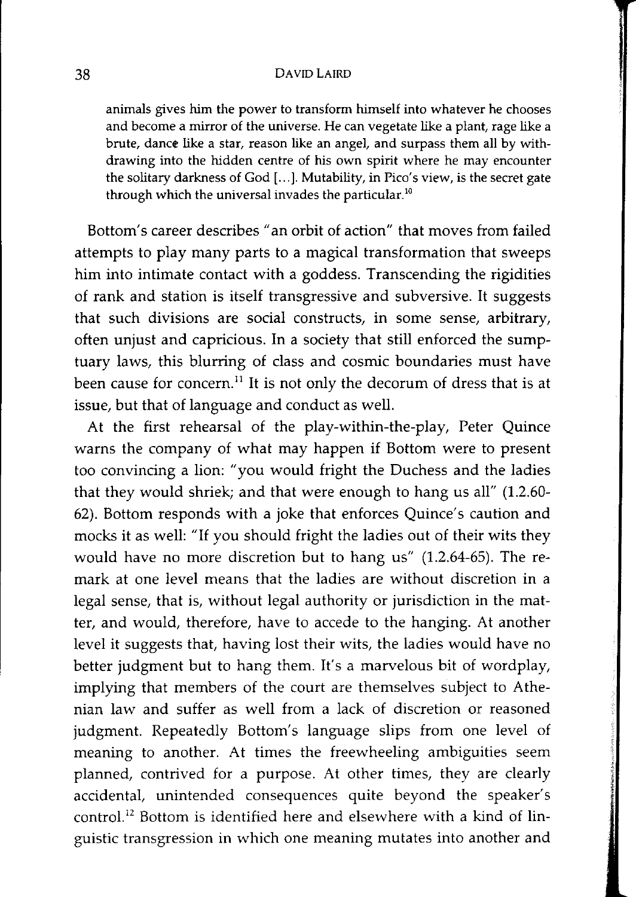> animals gives him the power to transform himself into whatever he chooses and become a mirror of the universe. He can vegetate like a plant, rage like a brute, dance like a star, reason like an angel, and surpass them all by withdrawing into the hidden centre of his own spirit where he may encounter the solitary darkness of God [...]. Mutability, in Pico's view, is the secret gate through which the universal invades the particular.[10]

Bottom's career describes "an orbit of action" that moves from failed attempts to play many parts to a magical transformation that sweeps him into intimate contact with a goddess. Transcending the rigidities of rank and station is itself transgressive and subversive. It suggests that such divisions are social constructs, in some sense, arbitrary, often unjust and capricious. In a society that still enforced the sumptuary laws, this blurring of class and cosmic boundaries must have been cause for concern.[11] It is not only the decorum of dress that is at issue, but that of language and conduct as well.

At the first rehearsal of the play-within-the-play, Peter Quince warns the company of what may happen if Bottom were to present too convincing a lion: "you would fright the Duchess and the ladies that they would shriek; and that were enough to hang us all" (1.2.60-62). Bottom responds with a joke that enforces Quince's caution and mocks it as well: "If you should fright the ladies out of their wits they would have no more discretion but to hang us" (1.2.64-65). The remark at one level means that the ladies are without discretion in a legal sense, that is, without legal authority or jurisdiction in the matter, and would, therefore, have to accede to the hanging. At another level it suggests that, having lost their wits, the ladies would have no better judgment but to hang them. It's a marvelous bit of wordplay, implying that members of the court are themselves subject to Athenian law and suffer as well from a lack of discretion or reasoned judgment. Repeatedly Bottom's language slips from one level of meaning to another. At times the freewheeling ambiguities seem planned, contrived for a purpose. At other times, they are clearly accidental, unintended consequences quite beyond the speaker's control.[12] Bottom is identified here and elsewhere with a kind of linguistic transgression in which one meaning mutates into another and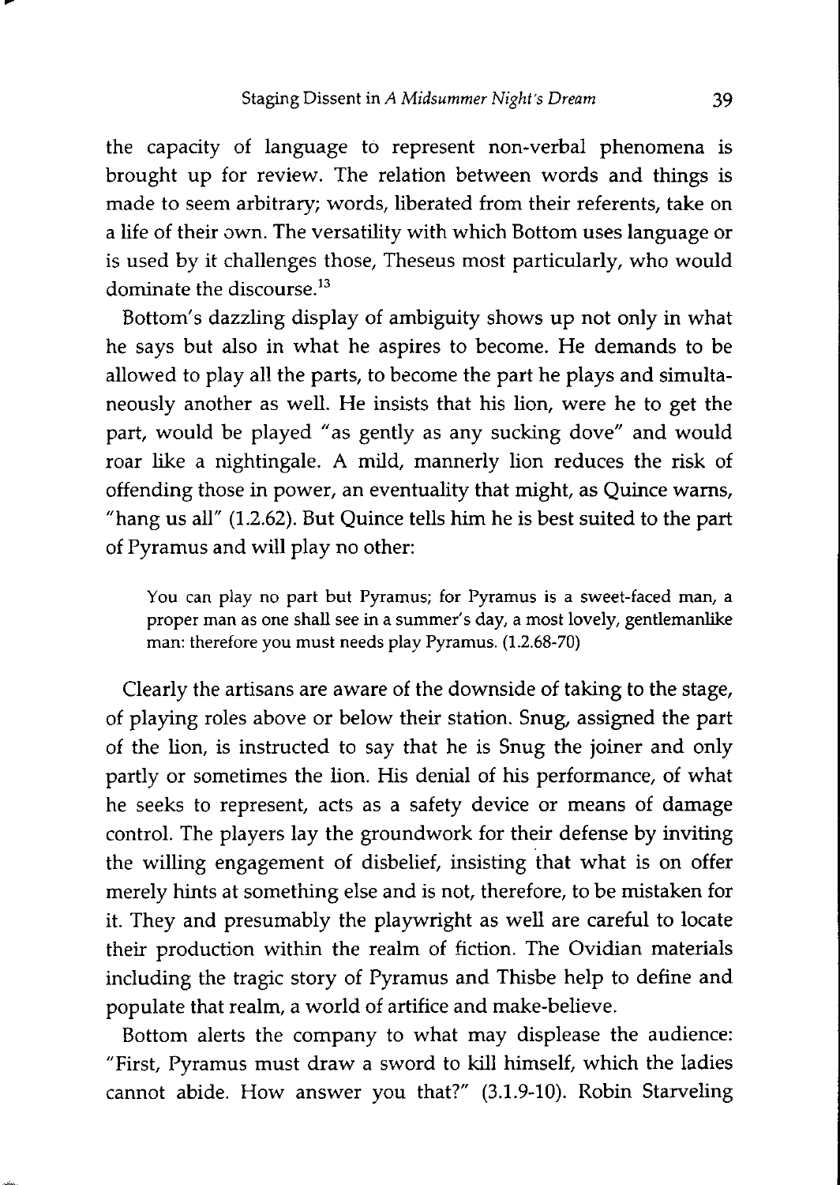the capacity of language to represent non-verbal phenomena is brought up for review. The relation between words and things is made to seem arbitrary; words, liberated from their referents, take on a life of their own. The versatility with which Bottom uses language or is used by it challenges those, Theseus most particularly, who would dominate the discourse.[13]

Bottom's dazzling display of ambiguity shows up not only in what he says but also in what he aspires to become. He demands to be allowed to play all the parts, to become the part he plays and simultaneously another as well. He insists that his lion, were he to get the part, would be played "as gently as any sucking dove" and would roar like a nightingale. A mild, mannerly lion reduces the risk of offending those in power, an eventuality that might, as Quince warns, "hang us all" (1.2.62). But Quince tells him he is best suited to the part of Pyramus and will play no other:

> You can play no part but Pyramus; for Pyramus is a sweet-faced man, a proper man as one shall see in a summer's day, a most lovely, gentlemanlike man: therefore you must needs play Pyramus. (1.2.68-70)

Clearly the artisans are aware of the downside of taking to the stage, of playing roles above or below their station. Snug, assigned the part of the lion, is instructed to say that he is Snug the joiner and only partly or sometimes the lion. His denial of his performance, of what he seeks to represent, acts as a safety device or means of damage control. The players lay the groundwork for their defense by inviting the willing engagement of disbelief, insisting that what is on offer merely hints at something else and is not, therefore, to be mistaken for it. They and presumably the playwright as well are careful to locate their production within the realm of fiction. The Ovidian materials including the tragic story of Pyramus and Thisbe help to define and populate that realm, a world of artifice and make-believe.

Bottom alerts the company to what may displease the audience: "First, Pyramus must draw a sword to kill himself, which the ladies cannot abide. How answer you that?" (3.1.9-10). Robin Starveling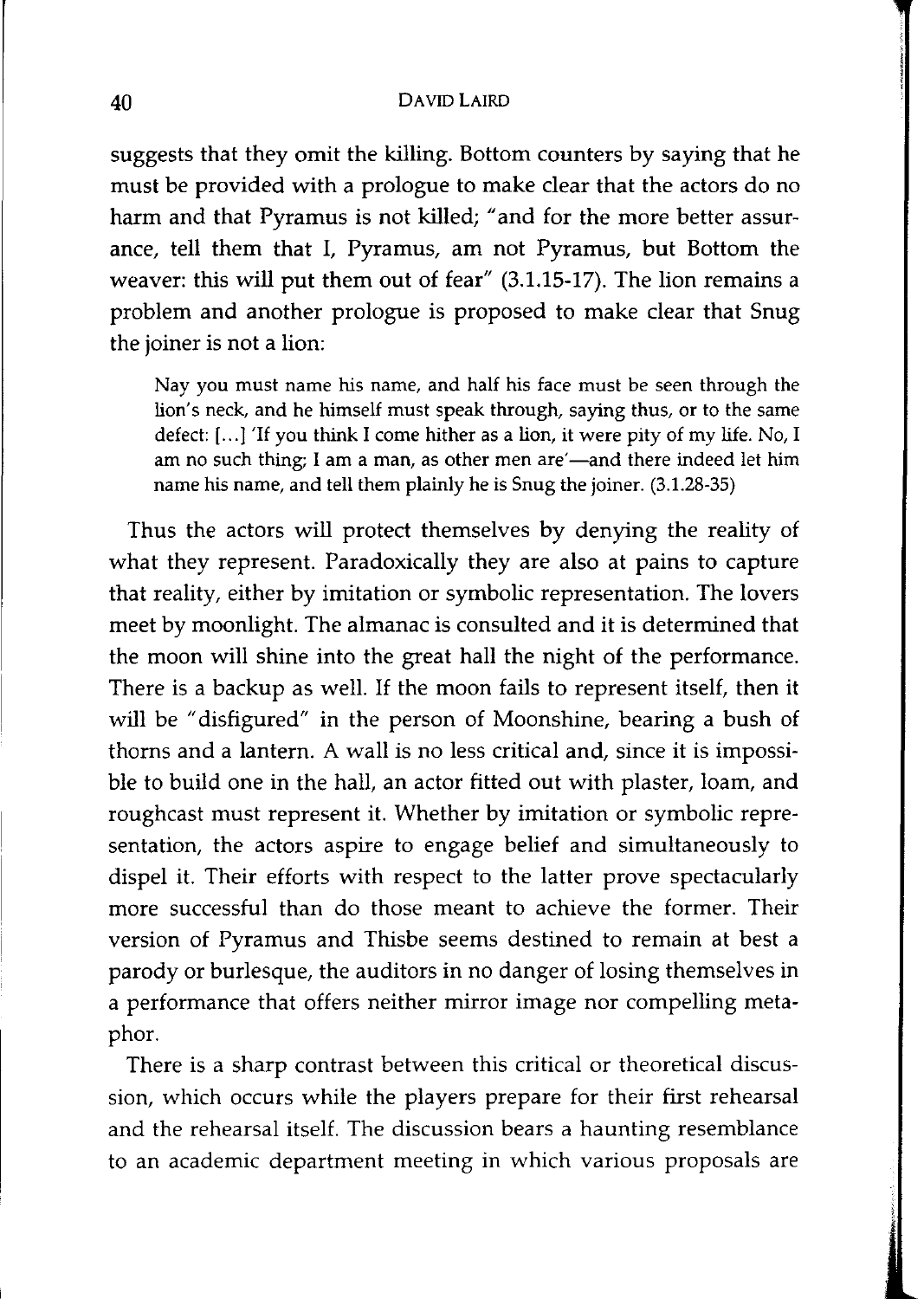suggests that they omit the killing. Bottom counters by saying that he must be provided with a prologue to make clear that the actors do no harm and that Pyramus is not killed; "and for the more better assurance, tell them that I, Pyramus, am not Pyramus, but Bottom the weaver: this will put them out of fear" (3.1.15-17). The lion remains a problem and another prologue is proposed to make clear that Snug the joiner is not a lion:

> Nay you must name his name, and half his face must be seen through the lion's neck, and he himself must speak through, saying thus, or to the same defect: [...] 'If you think I come hither as a lion, it were pity of my life. No, I am no such thing; I am a man, as other men are'—and there indeed let him name his name, and tell them plainly he is Snug the joiner. (3.1.28-35)

Thus the actors will protect themselves by denying the reality of what they represent. Paradoxically they are also at pains to capture that reality, either by imitation or symbolic representation. The lovers meet by moonlight. The almanac is consulted and it is determined that the moon will shine into the great hall the night of the performance. There is a backup as well. If the moon fails to represent itself, then it will be "disfigured" in the person of Moonshine, bearing a bush of thorns and a lantern. A wall is no less critical and, since it is impossible to build one in the hall, an actor fitted out with plaster, loam, and roughcast must represent it. Whether by imitation or symbolic representation, the actors aspire to engage belief and simultaneously to dispel it. Their efforts with respect to the latter prove spectacularly more successful than do those meant to achieve the former. Their version of Pyramus and Thisbe seems destined to remain at best a parody or burlesque, the auditors in no danger of losing themselves in a performance that offers neither mirror image nor compelling metaphor.

There is a sharp contrast between this critical or theoretical discussion, which occurs while the players prepare for their first rehearsal and the rehearsal itself. The discussion bears a haunting resemblance to an academic department meeting in which various proposals are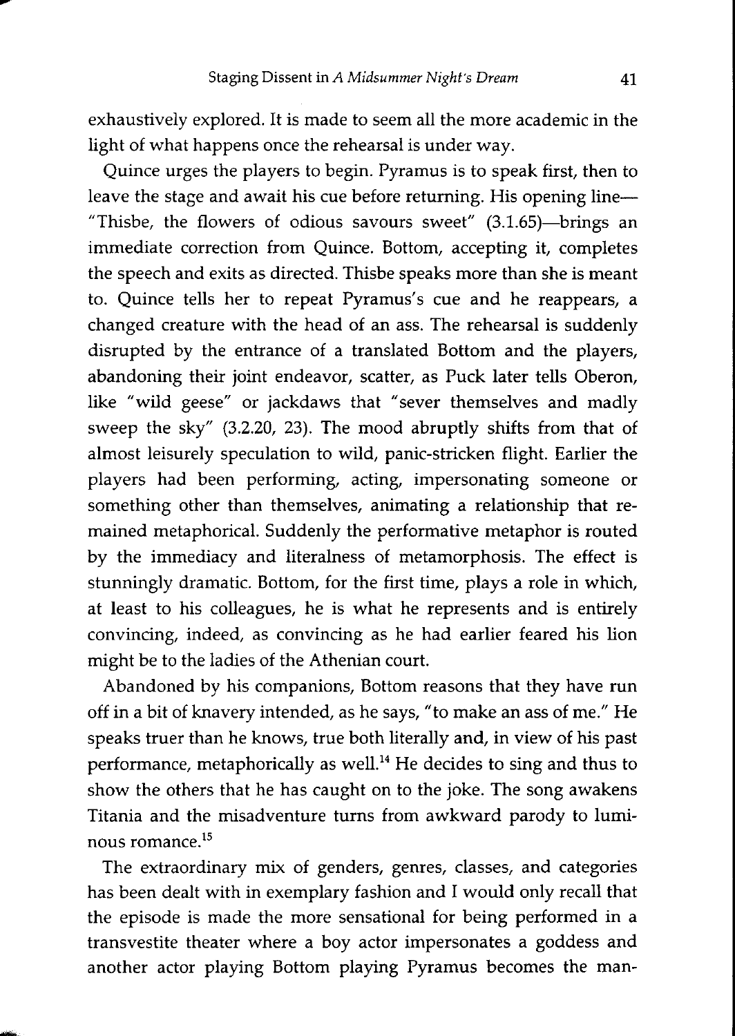exhaustively explored. It is made to seem all the more academic in the light of what happens once the rehearsal is under way.

Quince urges the players to begin. Pyramus is to speak first, then to leave the stage and await his cue before returning. His opening line—"Thisbe, the flowers of odious savours sweet" (3.1.65)—brings an immediate correction from Quince. Bottom, accepting it, completes the speech and exits as directed. Thisbe speaks more than she is meant to. Quince tells her to repeat Pyramus's cue and he reappears, a changed creature with the head of an ass. The rehearsal is suddenly disrupted by the entrance of a translated Bottom and the players, abandoning their joint endeavor, scatter, as Puck later tells Oberon, like "wild geese" or jackdaws that "sever themselves and madly sweep the sky" (3.2.20, 23). The mood abruptly shifts from that of almost leisurely speculation to wild, panic-stricken flight. Earlier the players had been performing, acting, impersonating someone or something other than themselves, animating a relationship that remained metaphorical. Suddenly the performative metaphor is routed by the immediacy and literalness of metamorphosis. The effect is stunningly dramatic. Bottom, for the first time, plays a role in which, at least to his colleagues, he is what he represents and is entirely convincing, indeed, as convincing as he had earlier feared his lion might be to the ladies of the Athenian court.

Abandoned by his companions, Bottom reasons that they have run off in a bit of knavery intended, as he says, "to make an ass of me." He speaks truer than he knows, true both literally and, in view of his past performance, metaphorically as well.[14] He decides to sing and thus to show the others that he has caught on to the joke. The song awakens Titania and the misadventure turns from awkward parody to luminous romance.[15]

The extraordinary mix of genders, genres, classes, and categories has been dealt with in exemplary fashion and I would only recall that the episode is made the more sensational for being performed in a transvestite theater where a boy actor impersonates a goddess and another actor playing Bottom playing Pyramus becomes the man-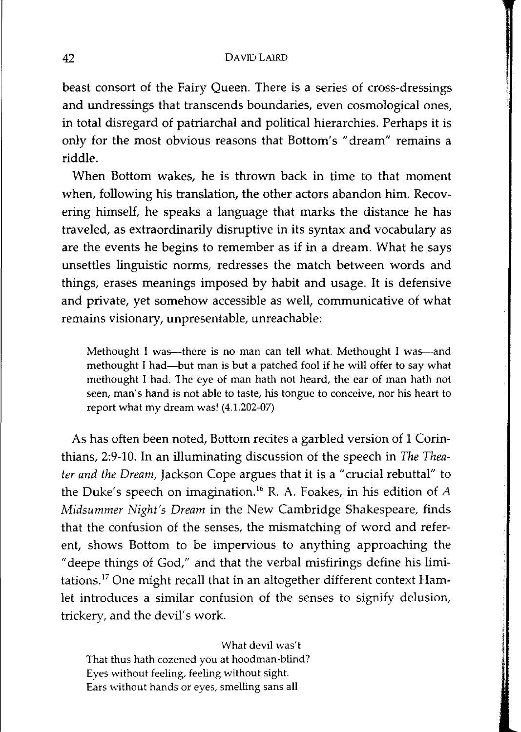beast consort of the Fairy Queen. There is a series of cross-dressings and undressings that transcends boundaries, even cosmological ones, in total disregard of patriarchal and political hierarchies. Perhaps it is only for the most obvious reasons that Bottom's "dream" remains a riddle.

When Bottom wakes, he is thrown back in time to that moment when, following his translation, the other actors abandon him. Recovering himself, he speaks a language that marks the distance he has traveled, as extraordinarily disruptive in its syntax and vocabulary as are the events he begins to remember as if in a dream. What he says unsettles linguistic norms, redresses the match between words and things, erases meanings imposed by habit and usage. It is defensive and private, yet somehow accessible as well, communicative of what remains visionary, unpresentable, unreachable:

> Methought I was—there is no man can tell what. Methought I was—and methought I had—but man is but a patched fool if he will offer to say what methought I had. The eye of man hath not heard, the ear of man hath not seen, man's hand is not able to taste, his tongue to conceive, nor his heart to report what my dream was! (4.1.202-07)

As has often been noted, Bottom recites a garbled version of 1 Corinthians, 2:9-10. In an illuminating discussion of the speech in *The Theater and the Dream*, Jackson Cope argues that it is a "crucial rebuttal" to the Duke's speech on imagination.[16] R. A. Foakes, in his edition of *A Midsummer Night's Dream* in the New Cambridge Shakespeare, finds that the confusion of the senses, the mismatching of word and referent, shows Bottom to be impervious to anything approaching the "deepe things of God," and that the verbal misfirings define his limitations.[17] One might recall that in an altogether different context Hamlet introduces a similar confusion of the senses to signify delusion, trickery, and the devil's work.

> What devil was't
> That thus hath cozened you at hoodman-blind?
> Eyes without feeling, feeling without sight.
> Ears without hands or eyes, smelling sans all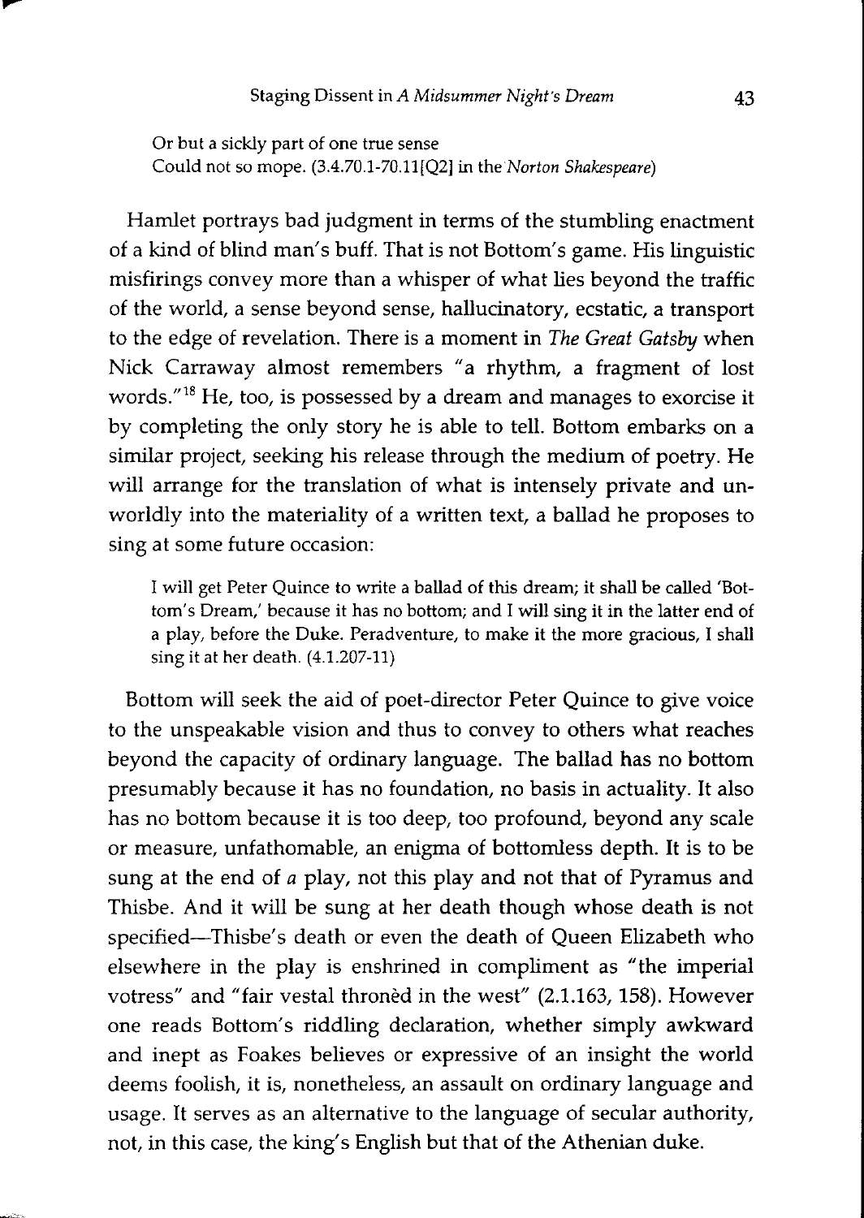> Or but a sickly part of one true sense
> Could not so mope. (3.4.70.1-70.11[Q2] in the *Norton Shakespeare*)

Hamlet portrays bad judgment in terms of the stumbling enactment of a kind of blind man's buff. That is not Bottom's game. His linguistic misfirings convey more than a whisper of what lies beyond the traffic of the world, a sense beyond sense, hallucinatory, ecstatic, a transport to the edge of revelation. There is a moment in *The Great Gatsby* when Nick Carraway almost remembers "a rhythm, a fragment of lost words."[18] He, too, is possessed by a dream and manages to exorcise it by completing the only story he is able to tell. Bottom embarks on a similar project, seeking his release through the medium of poetry. He will arrange for the translation of what is intensely private and unworldly into the materiality of a written text, a ballad he proposes to sing at some future occasion:

> I will get Peter Quince to write a ballad of this dream; it shall be called 'Bottom's Dream,' because it has no bottom; and I will sing it in the latter end of a play, before the Duke. Peradventure, to make it the more gracious, I shall sing it at her death. (4.1.207-11)

Bottom will seek the aid of poet-director Peter Quince to give voice to the unspeakable vision and thus to convey to others what reaches beyond the capacity of ordinary language. The ballad has no bottom presumably because it has no foundation, no basis in actuality. It also has no bottom because it is too deep, too profound, beyond any scale or measure, unfathomable, an enigma of bottomless depth. It is to be sung at the end of *a* play, not this play and not that of Pyramus and Thisbe. And it will be sung at her death though whose death is not specified—Thisbe's death or even the death of Queen Elizabeth who elsewhere in the play is enshrined in compliment as "the imperial votress" and "fair vestal thronèd in the west" (2.1.163, 158). However one reads Bottom's riddling declaration, whether simply awkward and inept as Foakes believes or expressive of an insight the world deems foolish, it is, nonetheless, an assault on ordinary language and usage. It serves as an alternative to the language of secular authority, not, in this case, the king's English but that of the Athenian duke.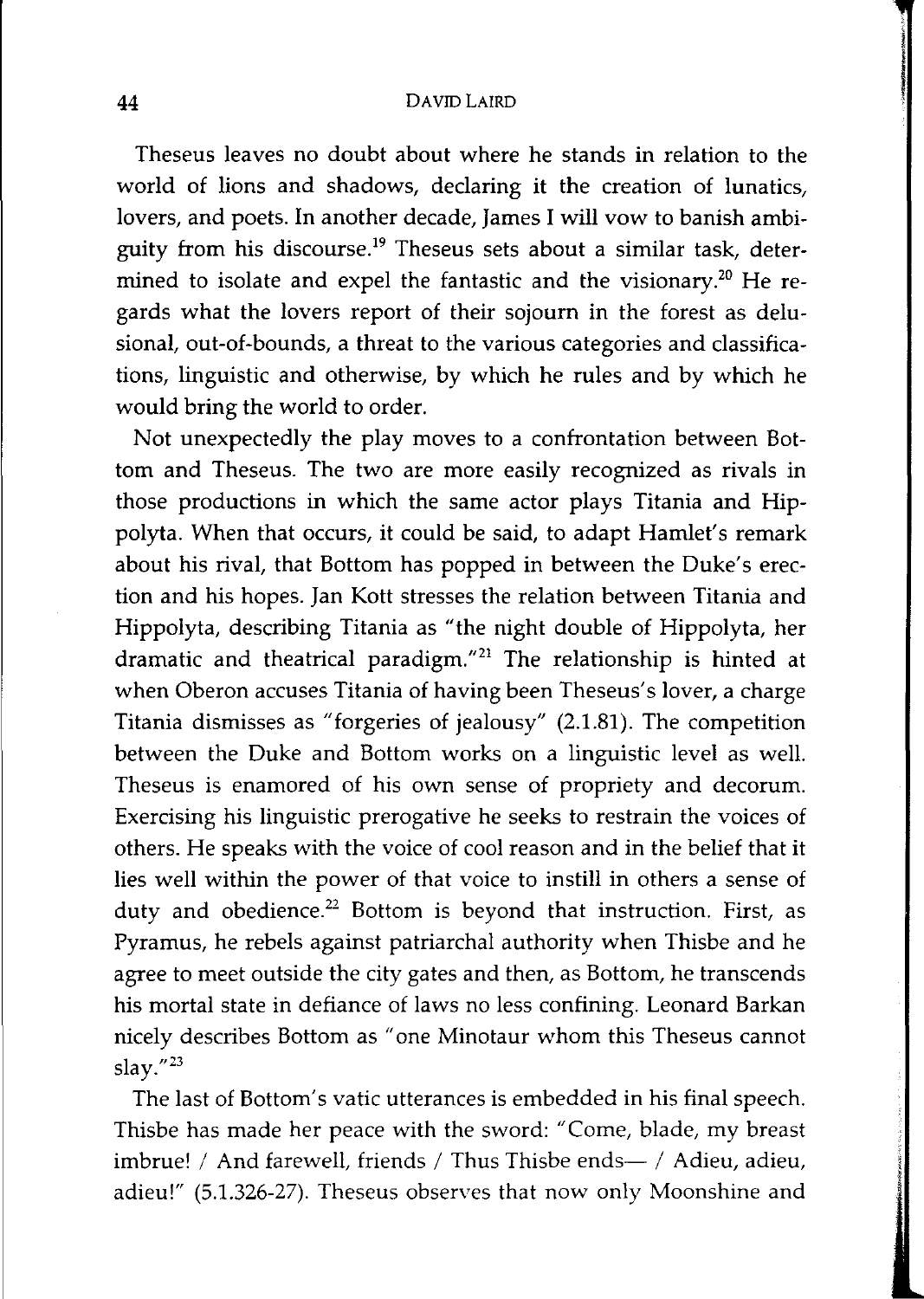Theseus leaves no doubt about where he stands in relation to the world of lions and shadows, declaring it the creation of lunatics, lovers, and poets. In another decade, James I will vow to banish ambiguity from his discourse.[19] Theseus sets about a similar task, determined to isolate and expel the fantastic and the visionary.[20] He regards what the lovers report of their sojourn in the forest as delusional, out-of-bounds, a threat to the various categories and classifications, linguistic and otherwise, by which he rules and by which he would bring the world to order.

Not unexpectedly the play moves to a confrontation between Bottom and Theseus. The two are more easily recognized as rivals in those productions in which the same actor plays Titania and Hippolyta. When that occurs, it could be said, to adapt Hamlet's remark about his rival, that Bottom has popped in between the Duke's erection and his hopes. Jan Kott stresses the relation between Titania and Hippolyta, describing Titania as "the night double of Hippolyta, her dramatic and theatrical paradigm."[21] The relationship is hinted at when Oberon accuses Titania of having been Theseus's lover, a charge Titania dismisses as "forgeries of jealousy" (2.1.81). The competition between the Duke and Bottom works on a linguistic level as well. Theseus is enamored of his own sense of propriety and decorum. Exercising his linguistic prerogative he seeks to restrain the voices of others. He speaks with the voice of cool reason and in the belief that it lies well within the power of that voice to instill in others a sense of duty and obedience.[22] Bottom is beyond that instruction. First, as Pyramus, he rebels against patriarchal authority when Thisbe and he agree to meet outside the city gates and then, as Bottom, he transcends his mortal state in defiance of laws no less confining. Leonard Barkan nicely describes Bottom as "one Minotaur whom this Theseus cannot slay."[23]

The last of Bottom's vatic utterances is embedded in his final speech. Thisbe has made her peace with the sword: "Come, blade, my breast imbrue! / And farewell, friends / Thus Thisbe ends— / Adieu, adieu, adieu!" (5.1.326-27). Theseus observes that now only Moonshine and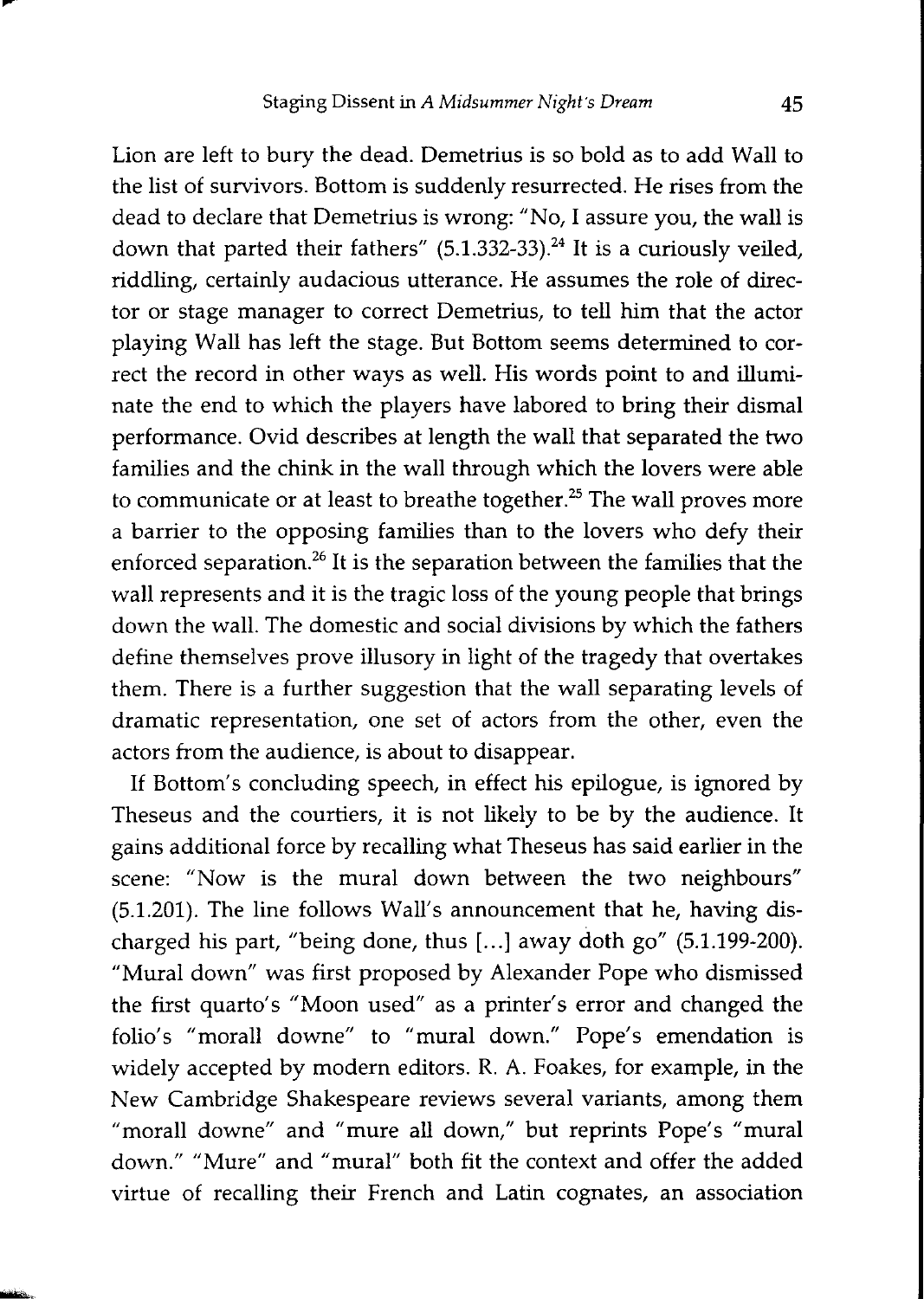Lion are left to bury the dead. Demetrius is so bold as to add Wall to the list of survivors. Bottom is suddenly resurrected. He rises from the dead to declare that Demetrius is wrong: "No, I assure you, the wall is down that parted their fathers" (5.1.332-33).[24] It is a curiously veiled, riddling, certainly audacious utterance. He assumes the role of director or stage manager to correct Demetrius, to tell him that the actor playing Wall has left the stage. But Bottom seems determined to correct the record in other ways as well. His words point to and illuminate the end to which the players have labored to bring their dismal performance. Ovid describes at length the wall that separated the two families and the chink in the wall through which the lovers were able to communicate or at least to breathe together.[25] The wall proves more a barrier to the opposing families than to the lovers who defy their enforced separation.[26] It is the separation between the families that the wall represents and it is the tragic loss of the young people that brings down the wall. The domestic and social divisions by which the fathers define themselves prove illusory in light of the tragedy that overtakes them. There is a further suggestion that the wall separating levels of dramatic representation, one set of actors from the other, even the actors from the audience, is about to disappear.

If Bottom's concluding speech, in effect his epilogue, is ignored by Theseus and the courtiers, it is not likely to be by the audience. It gains additional force by recalling what Theseus has said earlier in the scene: "Now is the mural down between the two neighbours" (5.1.201). The line follows Wall's announcement that he, having discharged his part, "being done, thus [...] away doth go" (5.1.199-200). "Mural down" was first proposed by Alexander Pope who dismissed the first quarto's "Moon used" as a printer's error and changed the folio's "morall downe" to "mural down." Pope's emendation is widely accepted by modern editors. R. A. Foakes, for example, in the New Cambridge Shakespeare reviews several variants, among them "morall downe" and "mure all down," but reprints Pope's "mural down." "Mure" and "mural" both fit the context and offer the added virtue of recalling their French and Latin cognates, an association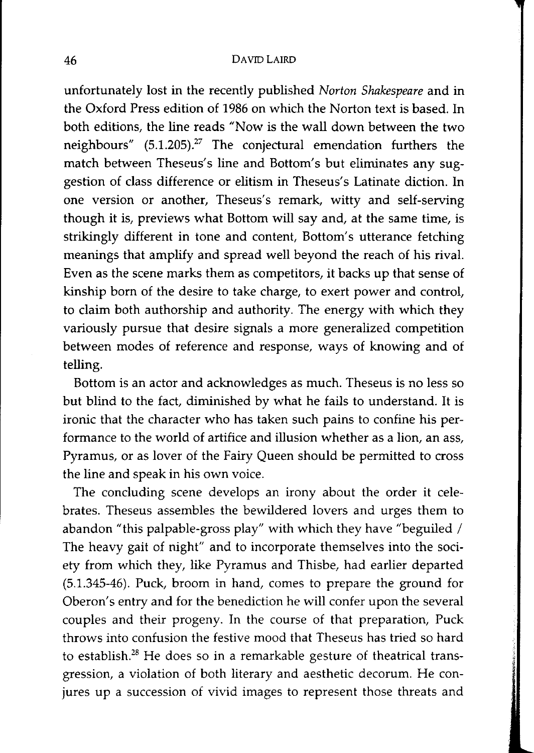unfortunately lost in the recently published *Norton Shakespeare* and in the Oxford Press edition of 1986 on which the Norton text is based. In both editions, the line reads "Now is the wall down between the two neighbours" (5.1.205).[27] The conjectural emendation furthers the match between Theseus's line and Bottom's but eliminates any suggestion of class difference or elitism in Theseus's Latinate diction. In one version or another, Theseus's remark, witty and self-serving though it is, previews what Bottom will say and, at the same time, is strikingly different in tone and content, Bottom's utterance fetching meanings that amplify and spread well beyond the reach of his rival. Even as the scene marks them as competitors, it backs up that sense of kinship born of the desire to take charge, to exert power and control, to claim both authorship and authority. The energy with which they variously pursue that desire signals a more generalized competition between modes of reference and response, ways of knowing and of telling.

Bottom is an actor and acknowledges as much. Theseus is no less so but blind to the fact, diminished by what he fails to understand. It is ironic that the character who has taken such pains to confine his performance to the world of artifice and illusion whether as a lion, an ass, Pyramus, or as lover of the Fairy Queen should be permitted to cross the line and speak in his own voice.

The concluding scene develops an irony about the order it celebrates. Theseus assembles the bewildered lovers and urges them to abandon "this palpable-gross play" with which they have "beguiled / The heavy gait of night" and to incorporate themselves into the society from which they, like Pyramus and Thisbe, had earlier departed (5.1.345-46). Puck, broom in hand, comes to prepare the ground for Oberon's entry and for the benediction he will confer upon the several couples and their progeny. In the course of that preparation, Puck throws into confusion the festive mood that Theseus has tried so hard to establish.[28] He does so in a remarkable gesture of theatrical transgression, a violation of both literary and aesthetic decorum. He conjures up a succession of vivid images to represent those threats and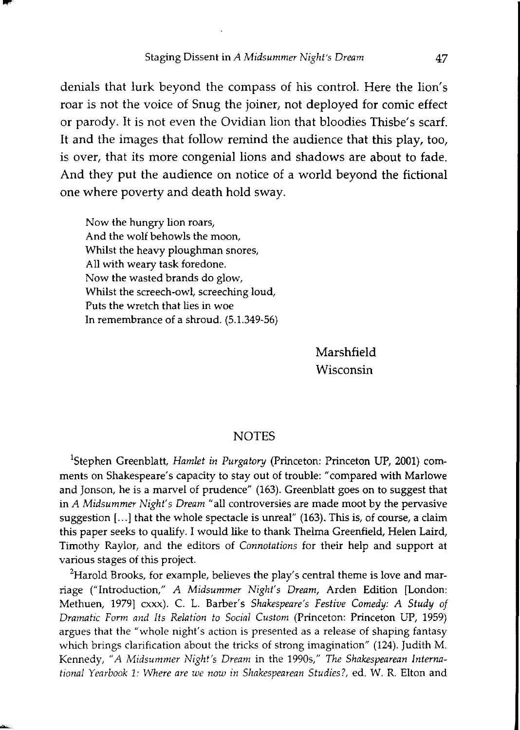denials that lurk beyond the compass of his control. Here the lion's roar is not the voice of Snug the joiner, not deployed for comic effect or parody. It is not even the Ovidian lion that bloodies Thisbe's scarf. It and the images that follow remind the audience that this play, too, is over, that its more congenial lions and shadows are about to fade. And they put the audience on notice of a world beyond the fictional one where poverty and death hold sway.

> Now the hungry lion roars,
> And the wolf behowls the moon,
> Whilst the heavy ploughman snores,
> All with weary task foredone.
> Now the wasted brands do glow,
> Whilst the screech-owl, screeching loud,
> Puts the wretch that lies in woe
> In remembrance of a shroud. (5.1.349-56)

Marshfield
Wisconsin

## NOTES

[1]Stephen Greenblatt, *Hamlet in Purgatory* (Princeton: Princeton UP, 2001) comments on Shakespeare's capacity to stay out of trouble: "compared with Marlowe and Jonson, he is a marvel of prudence" (163). Greenblatt goes on to suggest that in *A Midsummer Night's Dream* "all controversies are made moot by the pervasive suggestion [...] that the whole spectacle is unreal" (163). This is, of course, a claim this paper seeks to qualify. I would like to thank Thelma Greenfield, Helen Laird, Timothy Raylor, and the editors of *Connotations* for their help and support at various stages of this project.

[2]Harold Brooks, for example, believes the play's central theme is love and marriage ("Introduction," *A Midsummer Night's Dream*, Arden Edition [London: Methuen, 1979] cxxx). C. L. Barber's *Shakespeare's Festive Comedy: A Study of Dramatic Form and Its Relation to Social Custom* (Princeton: Princeton UP, 1959) argues that the "whole night's action is presented as a release of shaping fantasy which brings clarification about the tricks of strong imagination" (124). Judith M. Kennedy, "*A Midsummer Night's Dream* in the 1990s," *The Shakespearean International Yearbook 1: Where are we now in Shakespearean Studies?*, ed. W. R. Elton and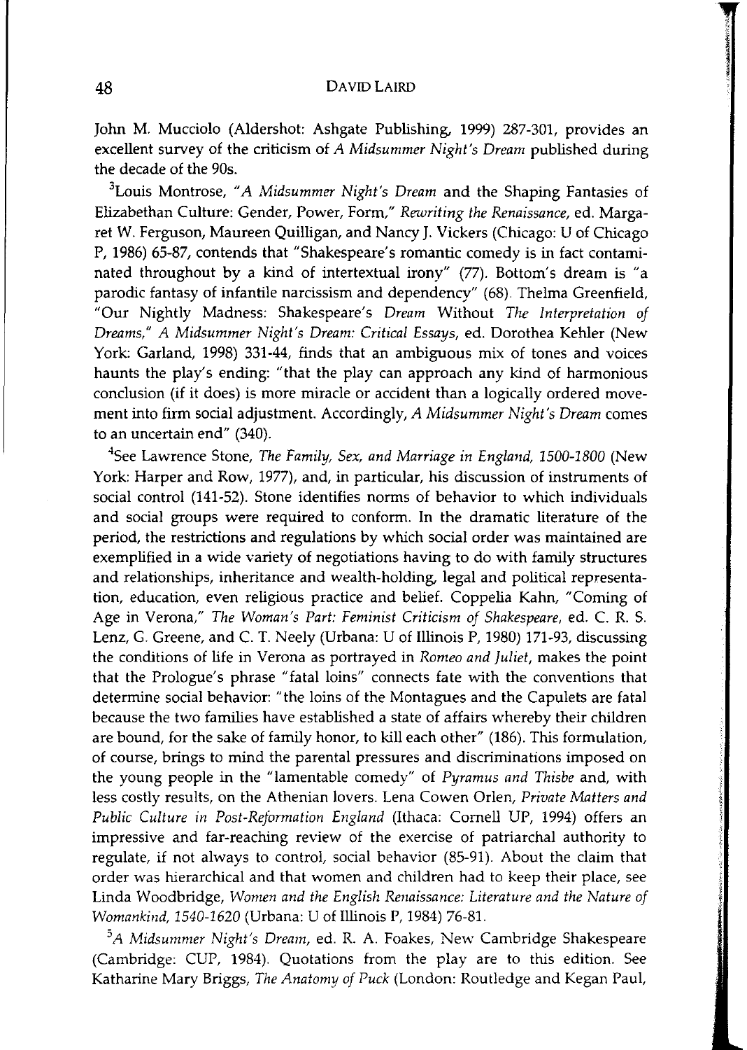John M. Mucciolo (Aldershot: Ashgate Publishing, 1999) 287-301, provides an excellent survey of the criticism of *A Midsummer Night's Dream* published during the decade of the 90s.

[3]Louis Montrose, "*A Midsummer Night's Dream* and the Shaping Fantasies of Elizabethan Culture: Gender, Power, Form," *Rewriting the Renaissance*, ed. Margaret W. Ferguson, Maureen Quilligan, and Nancy J. Vickers (Chicago: U of Chicago P, 1986) 65-87, contends that "Shakespeare's romantic comedy is in fact contaminated throughout by a kind of intertextual irony" (77). Bottom's dream is "a parodic fantasy of infantile narcissism and dependency" (68). Thelma Greenfield, "Our Nightly Madness: Shakespeare's *Dream* Without *The Interpretation of Dreams*," *A Midsummer Night's Dream: Critical Essays*, ed. Dorothea Kehler (New York: Garland, 1998) 331-44, finds that an ambiguous mix of tones and voices haunts the play's ending: "that the play can approach any kind of harmonious conclusion (if it does) is more miracle or accident than a logically ordered movement into firm social adjustment. Accordingly, *A Midsummer Night's Dream* comes to an uncertain end" (340).

[4]See Lawrence Stone, *The Family, Sex, and Marriage in England, 1500-1800* (New York: Harper and Row, 1977), and, in particular, his discussion of instruments of social control (141-52). Stone identifies norms of behavior to which individuals and social groups were required to conform. In the dramatic literature of the period, the restrictions and regulations by which social order was maintained are exemplified in a wide variety of negotiations having to do with family structures and relationships, inheritance and wealth-holding, legal and political representation, education, even religious practice and belief. Coppelia Kahn, "Coming of Age in Verona," *The Woman's Part: Feminist Criticism of Shakespeare*, ed. C. R. S. Lenz, G. Greene, and C. T. Neely (Urbana: U of Illinois P, 1980) 171-93, discussing the conditions of life in Verona as portrayed in *Romeo and Juliet*, makes the point that the Prologue's phrase "fatal loins" connects fate with the conventions that determine social behavior: "the loins of the Montagues and the Capulets are fatal because the two families have established a state of affairs whereby their children are bound, for the sake of family honor, to kill each other" (186). This formulation, of course, brings to mind the parental pressures and discriminations imposed on the young people in the "lamentable comedy" of *Pyramus and Thisbe* and, with less costly results, on the Athenian lovers. Lena Cowen Orlen, *Private Matters and Public Culture in Post-Reformation England* (Ithaca: Cornell UP, 1994) offers an impressive and far-reaching review of the exercise of patriarchal authority to regulate, if not always to control, social behavior (85-91). About the claim that order was hierarchical and that women and children had to keep their place, see Linda Woodbridge, *Women and the English Renaissance: Literature and the Nature of Womankind, 1540-1620* (Urbana: U of Illinois P, 1984) 76-81.

[5]*A Midsummer Night's Dream*, ed. R. A. Foakes, New Cambridge Shakespeare (Cambridge: CUP, 1984). Quotations from the play are to this edition. See Katharine Mary Briggs, *The Anatomy of Puck* (London: Routledge and Kegan Paul,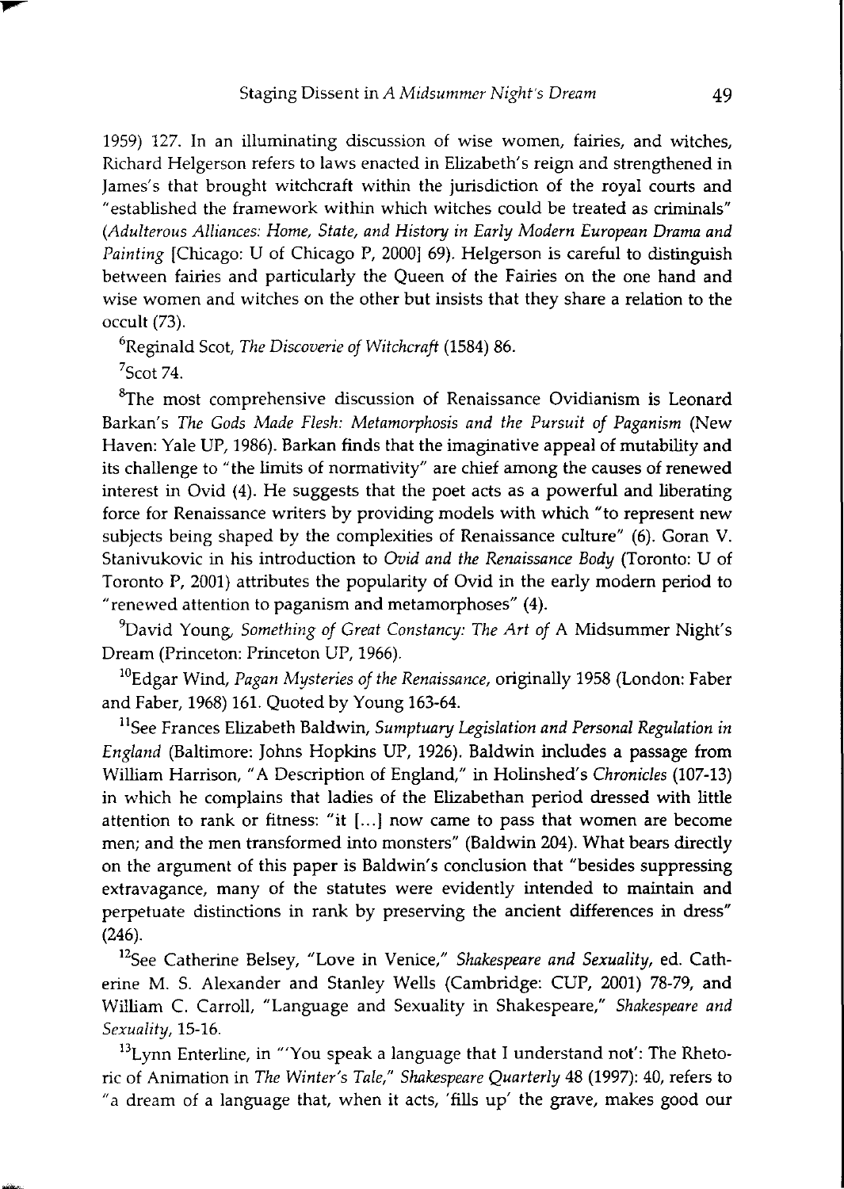1959) 127. In an illuminating discussion of wise women, fairies, and witches, Richard Helgerson refers to laws enacted in Elizabeth's reign and strengthened in James's that brought witchcraft within the jurisdiction of the royal courts and "established the framework within which witches could be treated as criminals" (*Adulterous Alliances: Home, State, and History in Early Modern European Drama and Painting* [Chicago: U of Chicago P, 2000] 69). Helgerson is careful to distinguish between fairies and particularly the Queen of the Fairies on the one hand and wise women and witches on the other but insists that they share a relation to the occult (73).

[6]Reginald Scot, *The Discoverie of Witchcraft* (1584) 86.

[7]Scot 74.

[8]The most comprehensive discussion of Renaissance Ovidianism is Leonard Barkan's *The Gods Made Flesh: Metamorphosis and the Pursuit of Paganism* (New Haven: Yale UP, 1986). Barkan finds that the imaginative appeal of mutability and its challenge to "the limits of normativity" are chief among the causes of renewed interest in Ovid (4). He suggests that the poet acts as a powerful and liberating force for Renaissance writers by providing models with which "to represent new subjects being shaped by the complexities of Renaissance culture" (6). Goran V. Stanivukovic in his introduction to *Ovid and the Renaissance Body* (Toronto: U of Toronto P, 2001) attributes the popularity of Ovid in the early modern period to "renewed attention to paganism and metamorphoses" (4).

[9]David Young, *Something of Great Constancy: The Art of* A Midsummer Night's Dream (Princeton: Princeton UP, 1966).

[10]Edgar Wind, *Pagan Mysteries of the Renaissance*, originally 1958 (London: Faber and Faber, 1968) 161. Quoted by Young 163-64.

[11]See Frances Elizabeth Baldwin, *Sumptuary Legislation and Personal Regulation in England* (Baltimore: Johns Hopkins UP, 1926). Baldwin includes a passage from William Harrison, "A Description of England," in Holinshed's *Chronicles* (107-13) in which he complains that ladies of the Elizabethan period dressed with little attention to rank or fitness: "it [...] now came to pass that women are become men; and the men transformed into monsters" (Baldwin 204). What bears directly on the argument of this paper is Baldwin's conclusion that "besides suppressing extravagance, many of the statutes were evidently intended to maintain and perpetuate distinctions in rank by preserving the ancient differences in dress" (246).

[12]See Catherine Belsey, "Love in Venice," *Shakespeare and Sexuality*, ed. Catherine M. S. Alexander and Stanley Wells (Cambridge: CUP, 2001) 78-79, and William C. Carroll, "Language and Sexuality in Shakespeare," *Shakespeare and Sexuality*, 15-16.

[13]Lynn Enterline, in "'You speak a language that I understand not': The Rhetoric of Animation in *The Winter's Tale*," *Shakespeare Quarterly* 48 (1997): 40, refers to "a dream of a language that, when it acts, 'fills up' the grave, makes good our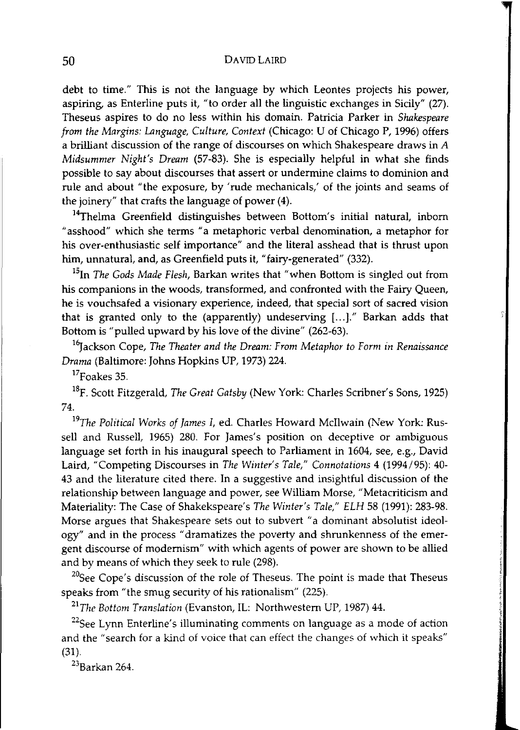debt to time." This is not the language by which Leontes projects his power, aspiring, as Enterline puts it, "to order all the linguistic exchanges in Sicily" (27). Theseus aspires to do no less within his domain. Patricia Parker in *Shakespeare from the Margins: Language, Culture, Context* (Chicago: U of Chicago P, 1996) offers a brilliant discussion of the range of discourses on which Shakespeare draws in *A Midsummer Night's Dream* (57-83). She is especially helpful in what she finds possible to say about discourses that assert or undermine claims to dominion and rule and about "the exposure, by 'rude mechanicals,' of the joints and seams of the joinery" that crafts the language of power (4).

[14]Thelma Greenfield distinguishes between Bottom's initial natural, inborn "asshood" which she terms "a metaphoric verbal denomination, a metaphor for his over-enthusiastic self importance" and the literal asshead that is thrust upon him, unnatural, and, as Greenfield puts it, "fairy-generated" (332).

[15]In *The Gods Made Flesh*, Barkan writes that "when Bottom is singled out from his companions in the woods, transformed, and confronted with the Fairy Queen, he is vouchsafed a visionary experience, indeed, that special sort of sacred vision that is granted only to the (apparently) undeserving [...]." Barkan adds that Bottom is "pulled upward by his love of the divine" (262-63).

[16]Jackson Cope, *The Theater and the Dream: From Metaphor to Form in Renaissance Drama* (Baltimore: Johns Hopkins UP, 1973) 224.

[17]Foakes 35.

[18]F. Scott Fitzgerald, *The Great Gatsby* (New York: Charles Scribner's Sons, 1925) 74.

[19]*The Political Works of James I*, ed. Charles Howard McIlwain (New York: Russell and Russell, 1965) 280. For James's position on deceptive or ambiguous language set forth in his inaugural speech to Parliament in 1604, see, e.g., David Laird, "Competing Discourses in *The Winter's Tale*," *Connotations* 4 (1994/95): 40-43 and the literature cited there. In a suggestive and insightful discussion of the relationship between language and power, see William Morse, "Metacriticism and Materiality: The Case of Shakekspeare's *The Winter's Tale*," *ELH* 58 (1991): 283-98. Morse argues that Shakespeare sets out to subvert "a dominant absolutist ideology" and in the process "dramatizes the poverty and shrunkenness of the emergent discourse of modernism" with which agents of power are shown to be allied and by means of which they seek to rule (298).

[20]See Cope's discussion of the role of Theseus. The point is made that Theseus speaks from "the smug security of his rationalism" (225).

[21]*The Bottom Translation* (Evanston, IL: Northwestern UP, 1987) 44.

[22]See Lynn Enterline's illuminating comments on language as a mode of action and the "search for a kind of voice that can effect the changes of which it speaks" (31).

[23]Barkan 264.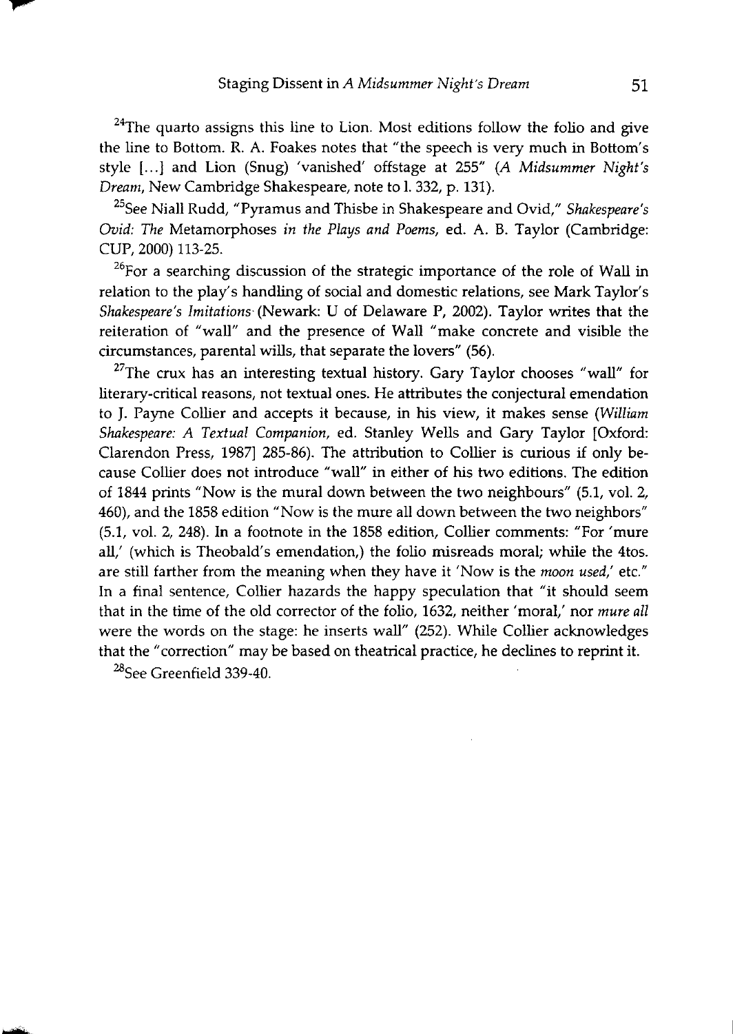[24]The quarto assigns this line to Lion. Most editions follow the folio and give the line to Bottom. R. A. Foakes notes that "the speech is very much in Bottom's style [...] and Lion (Snug) 'vanished' offstage at 255" (*A Midsummer Night's Dream*, New Cambridge Shakespeare, note to l. 332, p. 131).

[25]See Niall Rudd, "Pyramus and Thisbe in Shakespeare and Ovid," *Shakespeare's Ovid: The* Metamorphoses *in the Plays and Poems*, ed. A. B. Taylor (Cambridge: CUP, 2000) 113-25.

[26]For a searching discussion of the strategic importance of the role of Wall in relation to the play's handling of social and domestic relations, see Mark Taylor's *Shakespeare's Imitations* (Newark: U of Delaware P, 2002). Taylor writes that the reiteration of "wall" and the presence of Wall "make concrete and visible the circumstances, parental wills, that separate the lovers" (56).

[27]The crux has an interesting textual history. Gary Taylor chooses "wall" for literary-critical reasons, not textual ones. He attributes the conjectural emendation to J. Payne Collier and accepts it because, in his view, it makes sense (*William Shakespeare: A Textual Companion*, ed. Stanley Wells and Gary Taylor [Oxford: Clarendon Press, 1987] 285-86). The attribution to Collier is curious if only because Collier does not introduce "wall" in either of his two editions. The edition of 1844 prints "Now is the mural down between the two neighbours" (5.1, vol. 2, 460), and the 1858 edition "Now is the mure all down between the two neighbors" (5.1, vol. 2, 248). In a footnote in the 1858 edition, Collier comments: "For 'mure all,' (which is Theobald's emendation,) the folio misreads moral; while the 4tos. are still farther from the meaning when they have it 'Now is the *moon used*,' etc." In a final sentence, Collier hazards the happy speculation that "it should seem that in the time of the old corrector of the folio, 1632, neither 'moral,' nor *mure all* were the words on the stage: he inserts wall" (252). While Collier acknowledges that the "correction" may be based on theatrical practice, he declines to reprint it.

[28]See Greenfield 339-40.